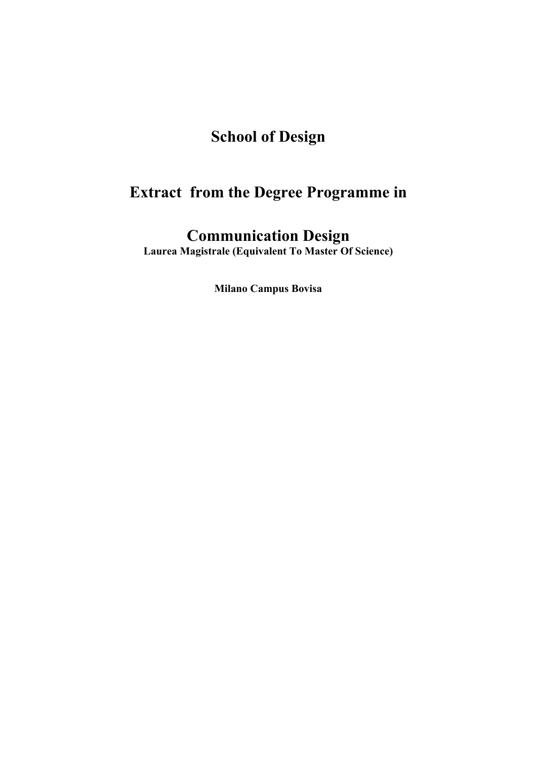# School of Design

# Extract  from the Degree Programme in

# Communication Design

**Laurea Magistrale (Equivalent To Master Of Science)**

**Milano Campus Bovisa**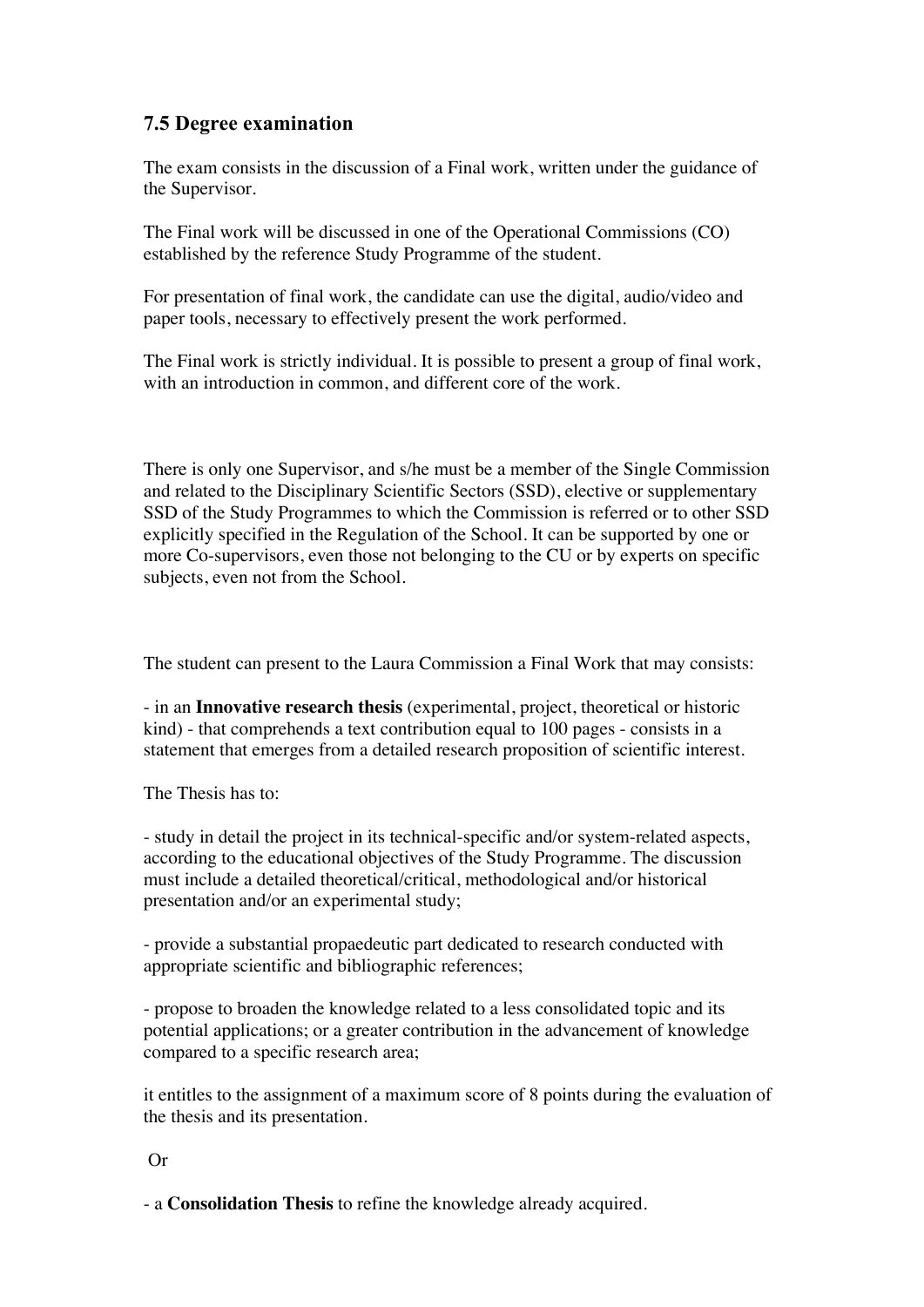### 7.5 Degree examination

The exam consists in the discussion of a Final work, written under the guidance of the Supervisor.

The Final work will be discussed in one of the Operational Commissions (CO) established by the reference Study Programme of the student.

For presentation of final work, the candidate can use the digital, audio/video and paper tools, necessary to effectively present the work performed.

The Final work is strictly individual. It is possible to present a group of final work, with an introduction in common, and different core of the work.

There is only one Supervisor, and s/her must be a member of the Single Commission and related to the Disciplinary Scientific Sectors (SSD), elective or supplementary SSD of the Study Programmes to which the Commission is referred or to other SSD explicitly specified in the Regulation of the School. It can be supported by one or more Co-supervisors, even those not belonging to the CU or by experts on specific subjects, even not from the School.

The student can present to the Laura Commission a Final Work that may consists:

- in an **Innovative research thesis** (experimental, project, theoretical or historic kind) - that comprehends a text contribution equal to 100 pages - consists in a statement that emerges from a detailed research proposition of scientific interest.

The Thesis has to:

- study in detail the project in its technical-specific and/or system-related aspects, according to the educational objectives of the Study Programme. The discussion must include a detailed theoretical/critical, methodological and/or historical presentation and/or an experimental study;

- provide a substantial propaedeutic part dedicated to research conducted with appropriate scientific and bibliographic references;

- propose to broaden the knowledge related to a less consolidated topic and its potential applications; or a greater contribution in the advancement of knowledge compared to a specific research area;

it entitles to the assignment of a maximum score of 8 points during the evaluation of the thesis and its presentation.

Or

- a **Consolidation Thesis** to refine the knowledge already acquired.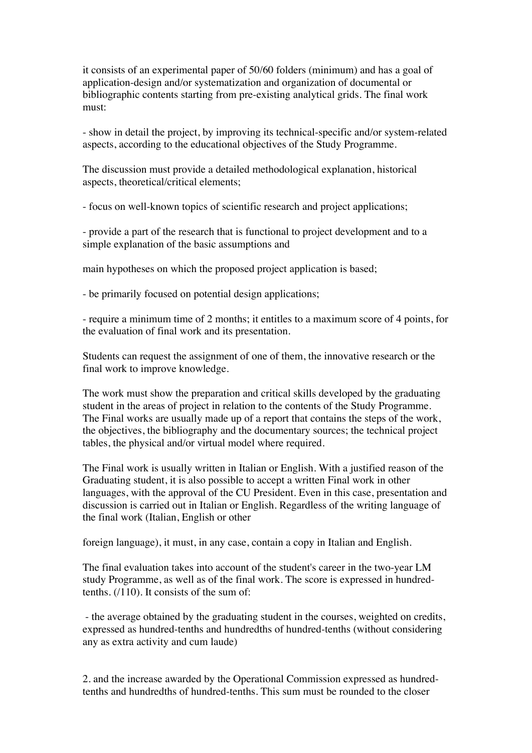it consists of an experimental paper of 50/60 folders (minimum) and has a goal of application-design and/or systematization and organization of documental or bibliographic contents starting from pre-existing analytical grids. The final work must:

- show in detail the project, by improving its technical-specific and/or system-related aspects, according to the educational objectives of the Study Programme.

The discussion must provide a detailed methodological explanation, historical aspects, theoretical/critical elements;

- focus on well-known topics of scientific research and project applications;

- provide a part of the research that is functional to project development and to a simple explanation of the basic assumptions and

main hypotheses on which the proposed project application is based;

- be primarily focused on potential design applications;

- require a minimum time of 2 months; it entitles to a maximum score of 4 points, for the evaluation of final work and its presentation.

Students can request the assignment of one of them, the innovative research or the final work to improve knowledge.

The work must show the preparation and critical skills developed by the graduating student in the areas of project in relation to the contents of the Study Programme. The Final works are usually made up of a report that contains the steps of the work, the objectives, the bibliography and the documentary sources; the technical project tables, the physical and/or virtual model where required.

The Final work is usually written in Italian or English. With a justified reason of the Graduating student, it is also possible to accept a written Final work in other languages, with the approval of the CU President. Even in this case, presentation and discussion is carried out in Italian or English. Regardless of the writing language of the final work (Italian, English or other

foreign language), it must, in any case, contain a copy in Italian and English.

The final evaluation takes into account of the student's career in the two-year LM study Programme, as well as of the final work. The score is expressed in hundred-tenths. (/110). It consists of the sum of:

- the average obtained by the graduating student in the courses, weighted on credits, expressed as hundred-tenths and hundredths of hundred-tenths (without considering any as extra activity and cum laude)

2. and the increase awarded by the Operational Commission expressed as hundred-tenths and hundredths of hundred-tenths. This sum must be rounded to the closer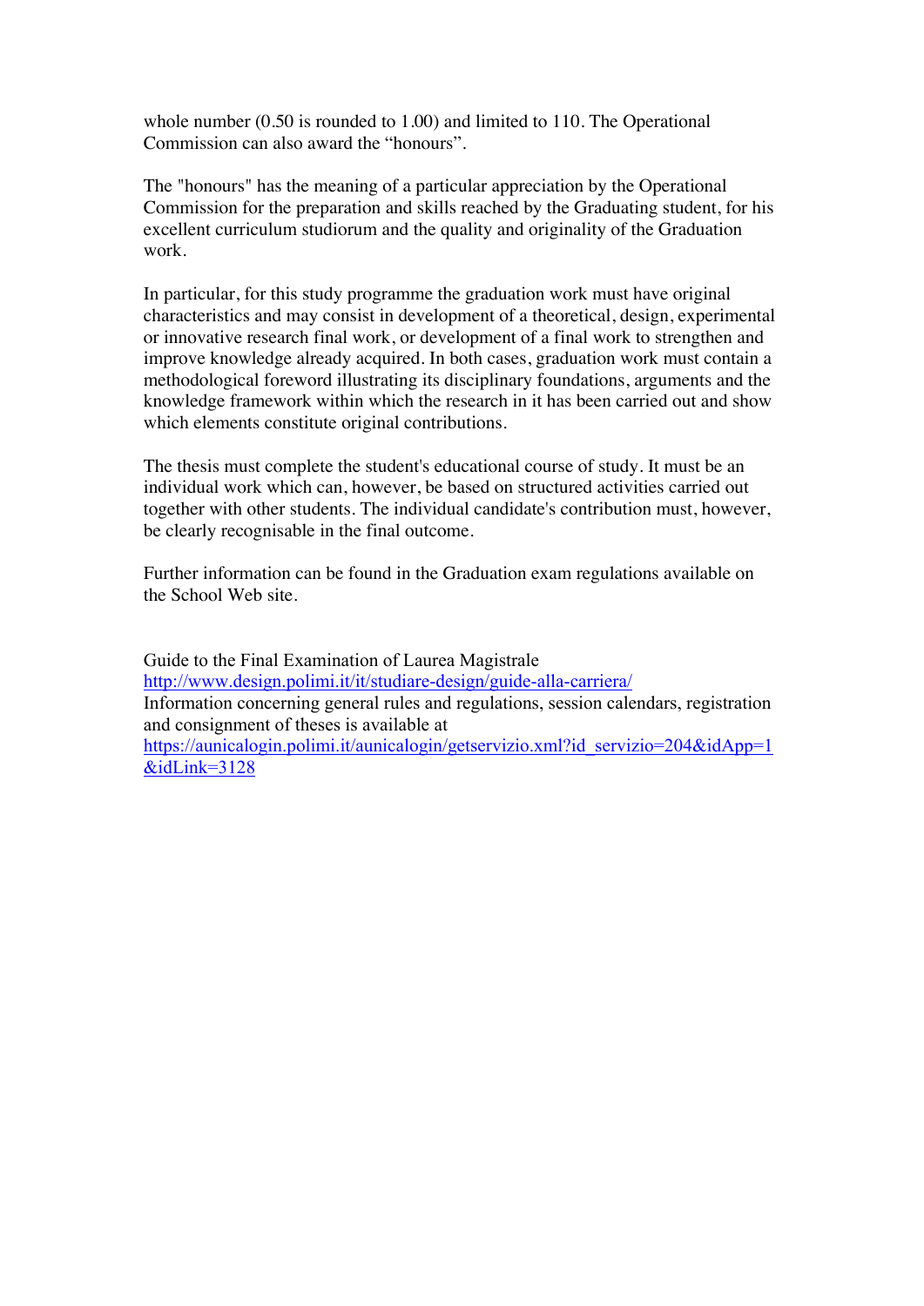whole number (0.50 is rounded to 1.00) and limited to 110. The Operational Commission can also award the "honours".

The "honours" has the meaning of a particular appreciation by the Operational Commission for the preparation and skills reached by the Graduating student, for his excellent curriculum studiorum and the quality and originality of the Graduation work.

In particular, for this study programme the graduation work must have original characteristics and may consist in development of a theoretical, design, experimental or innovative research final work, or development of a final work to strengthen and improve knowledge already acquired. In both cases, graduation work must contain a methodological foreword illustrating its disciplinary foundations, arguments and the knowledge framework within which the research in it has been carried out and show which elements constitute original contributions.

The thesis must complete the student's educational course of study. It must be an individual work which can, however, be based on structured activities carried out together with other students. The individual candidate's contribution must, however, be clearly recognisable in the final outcome.

Further information can be found in the Graduation exam regulations available on the School Web site.

Guide to the Final Examination of Laurea Magistrale
[http://www.design.polimi.it/it/studiare-design/guide-alla-carriera/](http://www.design.polimi.it/it/studiare-design/guide-alla-carriera/)
Information concerning general rules and regulations, session calendars, registration and consignment of theses is available at
[https://aunicalogin.polimi.it/aunicalogin/getservizio.xml?id_servizio=204&idApp=1&idLink=3128](https://aunicalogin.polimi.it/aunicalogin/getservizio.xml?id_servizio=204&idApp=1&idLink=3128)